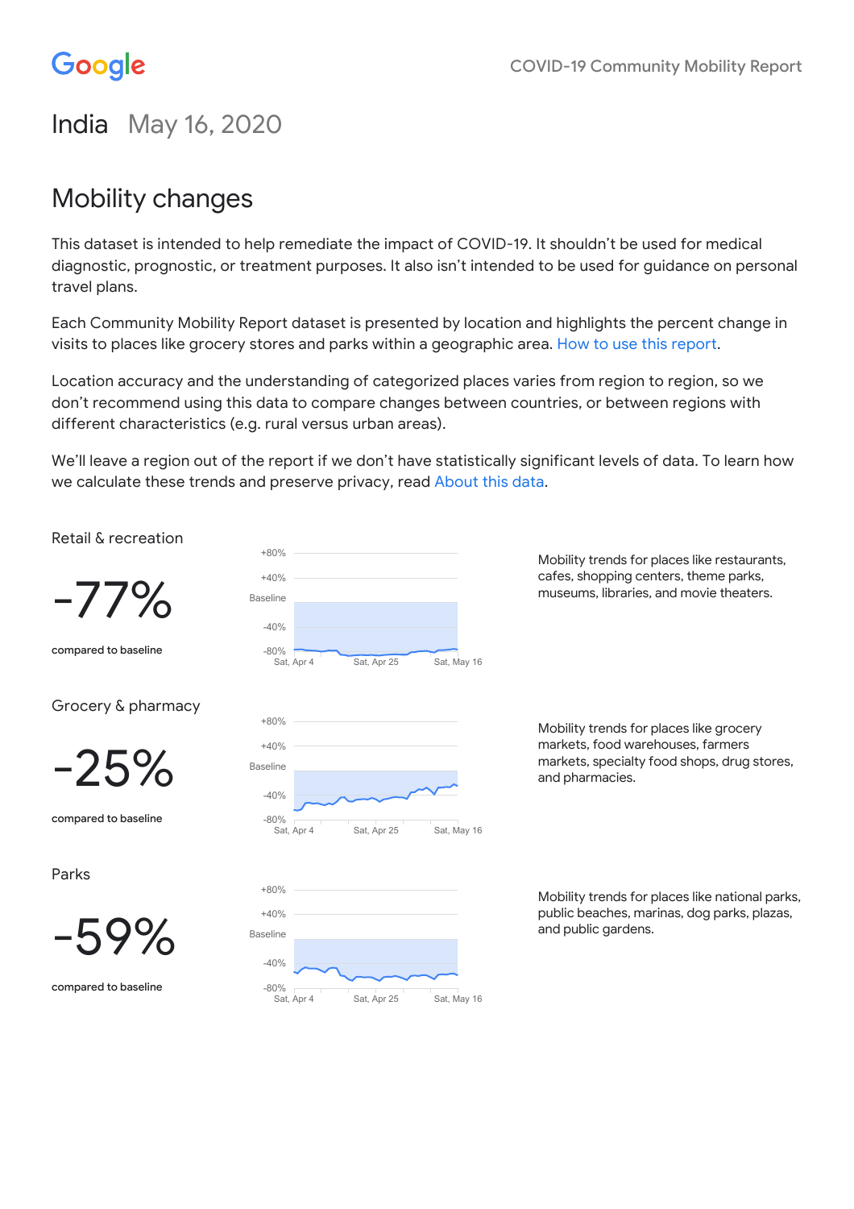Google

COVID-19 Community Mobility Report

# India May 16, 2020

## Mobility changes

This dataset is intended to help remediate the impact of COVID-19. It shouldn't be used for medical diagnostic, prognostic, or treatment purposes. It also isn't intended to be used for guidance on personal travel plans.

Each Community Mobility Report dataset is presented by location and highlights the percent change in visits to places like grocery stores and parks within a geographic area. How to use this report.

Location accuracy and the understanding of categorized places varies from region to region, so we don't recommend using this data to compare changes between countries, or between regions with different characteristics (e.g. rural versus urban areas).

We'll leave a region out of the report if we don't have statistically significant levels of data. To learn how we calculate these trends and preserve privacy, read About this data.

### Retail & recreation

**-77%**

compared to baseline

Mobility trends for places like restaurants, cafes, shopping centers, theme parks, museums, libraries, and movie theaters.

### Grocery & pharmacy

**-25%**

compared to baseline

Mobility trends for places like grocery markets, food warehouses, farmers markets, specialty food shops, drug stores, and pharmacies.

### Parks

**-59%**

compared to baseline

Mobility trends for places like national parks, public beaches, marinas, dog parks, plazas, and public gardens.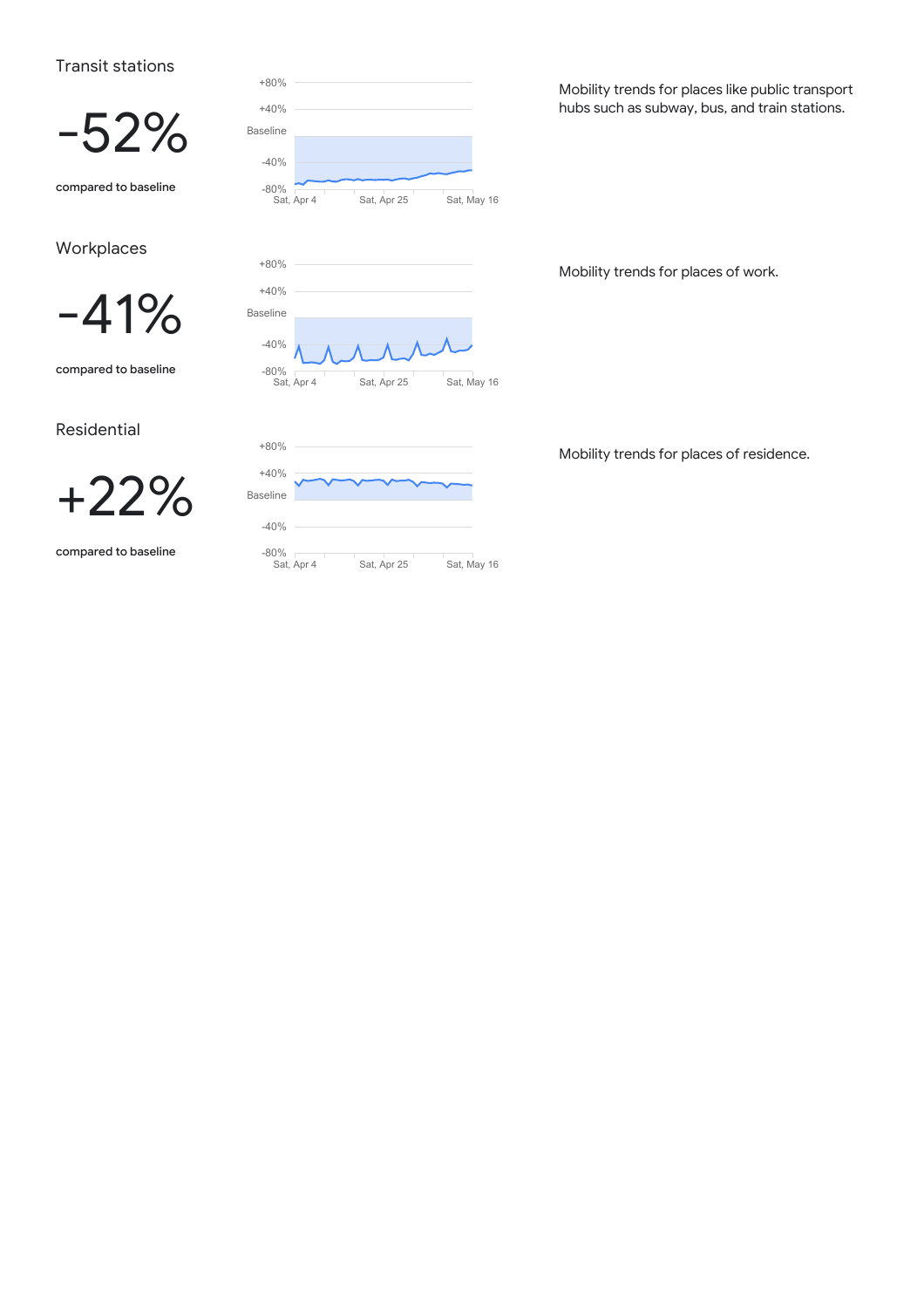## Transit stations

-52%

compared to baseline

Mobility trends for places like public transport hubs such as subway, bus, and train stations.

## Workplaces

-41%

compared to baseline

Mobility trends for places of work.

## Residential

+22%

compared to baseline

Mobility trends for places of residence.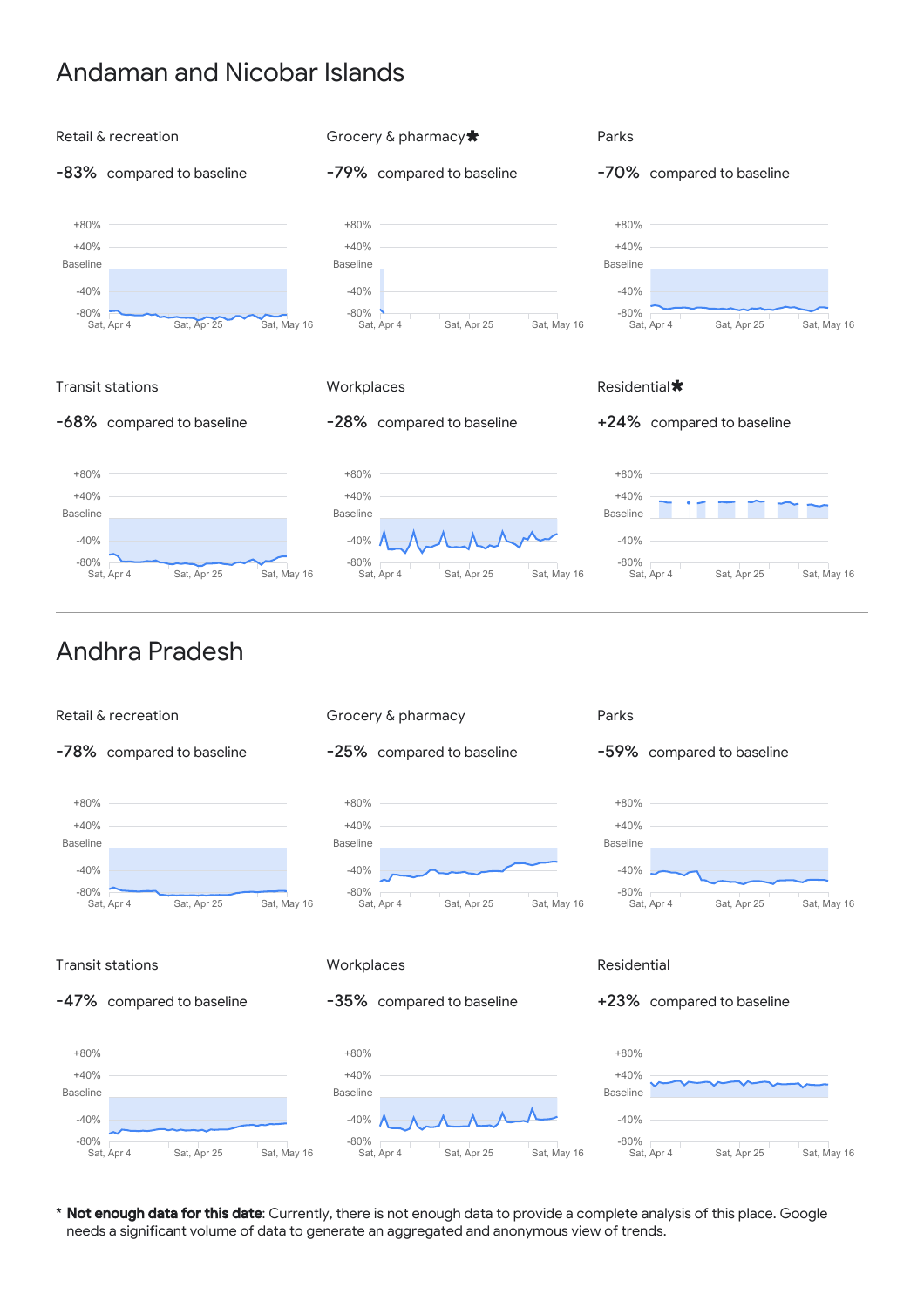# Andaman and Nicobar Islands

Retail & recreation

-83% compared to baseline

+80%
+40%
Baseline
-40%
-80%
Sat, Apr 4 Sat, Apr 25 Sat, May 16

Grocery & pharmacy*

-79% compared to baseline

+80%
+40%
Baseline
-40%
-80%
Sat, Apr 4 Sat, Apr 25 Sat, May 16

Parks

-70% compared to baseline

+80%
+40%
Baseline
-40%
-80%
Sat, Apr 4 Sat, Apr 25 Sat, May 16

Transit stations

-68% compared to baseline

+80%
+40%
Baseline
-40%
-80%
Sat, Apr 4 Sat, Apr 25 Sat, May 16

Workplaces

-28% compared to baseline

+80%
+40%
Baseline
-40%
-80%
Sat, Apr 4 Sat, Apr 25 Sat, May 16

Residential*

+24% compared to baseline

+80%
+40%
Baseline
-40%
-80%
Sat, Apr 4 Sat, Apr 25 Sat, May 16

# Andhra Pradesh

Retail & recreation

-78% compared to baseline

+80%
+40%
Baseline
-40%
-80%
Sat, Apr 4 Sat, Apr 25 Sat, May 16

Grocery & pharmacy

-25% compared to baseline

+80%
+40%
Baseline
-40%
-80%
Sat, Apr 4 Sat, Apr 25 Sat, May 16

Parks

-59% compared to baseline

+80%
+40%
Baseline
-40%
-80%
Sat, Apr 4 Sat, Apr 25 Sat, May 16

Transit stations

-47% compared to baseline

+80%
+40%
Baseline
-40%
-80%
Sat, Apr 4 Sat, Apr 25 Sat, May 16

Workplaces

-35% compared to baseline

+80%
+40%
Baseline
-40%
-80%
Sat, Apr 4 Sat, Apr 25 Sat, May 16

Residential

+23% compared to baseline

+80%
+40%
Baseline
-40%
-80%
Sat, Apr 4 Sat, Apr 25 Sat, May 16

* **Not enough data for this date**: Currently, there is not enough data to provide a complete analysis of this place. Google needs a significant volume of data to generate an aggregated and anonymous view of trends.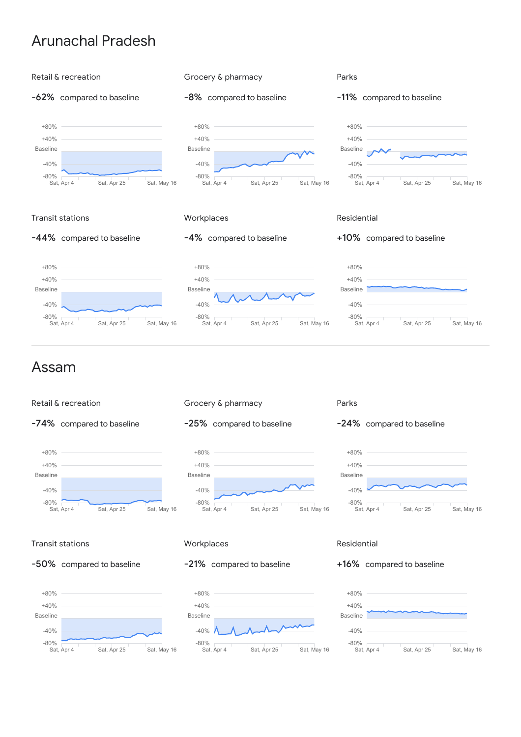# Arunachal Pradesh

### Retail & recreation

**-62%** compared to baseline

+80%
+40%
Baseline
-40%
-80%
Sat, Apr 4 Sat, Apr 25 Sat, May 16

### Grocery & pharmacy

**-8%** compared to baseline

+80%
+40%
Baseline
-40%
-80%
Sat, Apr 4 Sat, Apr 25 Sat, May 16

### Parks

**-11%** compared to baseline

+80%
+40%
Baseline
-40%
-80%
Sat, Apr 4 Sat, Apr 25 Sat, May 16

### Transit stations

**-44%** compared to baseline

+80%
+40%
Baseline
-40%
-80%
Sat, Apr 4 Sat, Apr 25 Sat, May 16

### Workplaces

**-4%** compared to baseline

+80%
+40%
Baseline
-40%
-80%
Sat, Apr 4 Sat, Apr 25 Sat, May 16

### Residential

**+10%** compared to baseline

+80%
+40%
Baseline
-40%
-80%
Sat, Apr 4 Sat, Apr 25 Sat, May 16

# Assam

### Retail & recreation

**-74%** compared to baseline

+80%
+40%
Baseline
-40%
-80%
Sat, Apr 4 Sat, Apr 25 Sat, May 16

### Grocery & pharmacy

**-25%** compared to baseline

+80%
+40%
Baseline
-40%
-80%
Sat, Apr 4 Sat, Apr 25 Sat, May 16

### Parks

**-24%** compared to baseline

+80%
+40%
Baseline
-40%
-80%
Sat, Apr 4 Sat, Apr 25 Sat, May 16

### Transit stations

**-50%** compared to baseline

+80%
+40%
Baseline
-40%
-80%
Sat, Apr 4 Sat, Apr 25 Sat, May 16

### Workplaces

**-21%** compared to baseline

+80%
+40%
Baseline
-40%
-80%
Sat, Apr 4 Sat, Apr 25 Sat, May 16

### Residential

**+16%** compared to baseline

+80%
+40%
Baseline
-40%
-80%
Sat, Apr 4 Sat, Apr 25 Sat, May 16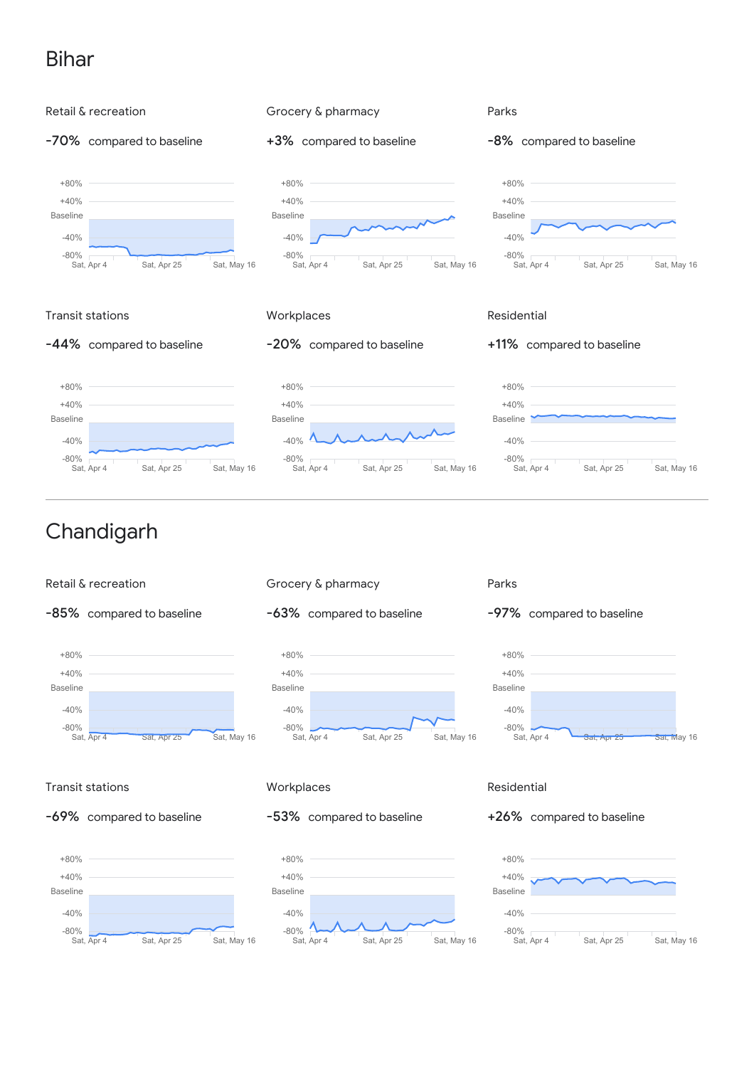# Bihar

### Retail & recreation

-70% compared to baseline

+80%
+40%
Baseline
-40%
-80%
Sat, Apr 4 Sat, Apr 25 Sat, May 16

### Grocery & pharmacy

+3% compared to baseline

+80%
+40%
Baseline
-40%
-80%
Sat, Apr 4 Sat, Apr 25 Sat, May 16

### Parks

-8% compared to baseline

+80%
+40%
Baseline
-40%
-80%
Sat, Apr 4 Sat, Apr 25 Sat, May 16

### Transit stations

-44% compared to baseline

+80%
+40%
Baseline
-40%
-80%
Sat, Apr 4 Sat, Apr 25 Sat, May 16

### Workplaces

-20% compared to baseline

+80%
+40%
Baseline
-40%
-80%
Sat, Apr 4 Sat, Apr 25 Sat, May 16

### Residential

+11% compared to baseline

+80%
+40%
Baseline
-40%
-80%
Sat, Apr 4 Sat, Apr 25 Sat, May 16

# Chandigarh

### Retail & recreation

-85% compared to baseline

+80%
+40%
Baseline
-40%
-80%
Sat, Apr 4 Sat, Apr 25 Sat, May 16

### Grocery & pharmacy

-63% compared to baseline

+80%
+40%
Baseline
-40%
-80%
Sat, Apr 4 Sat, Apr 25 Sat, May 16

### Parks

-97% compared to baseline

+80%
+40%
Baseline
-40%
-80%
Sat, Apr 4 Sat, Apr 25 Sat, May 16

### Transit stations

-69% compared to baseline

+80%
+40%
Baseline
-40%
-80%
Sat, Apr 4 Sat, Apr 25 Sat, May 16

### Workplaces

-53% compared to baseline

+80%
+40%
Baseline
-40%
-80%
Sat, Apr 4 Sat, Apr 25 Sat, May 16

### Residential

+26% compared to baseline

+80%
+40%
Baseline
-40%
-80%
Sat, Apr 4 Sat, Apr 25 Sat, May 16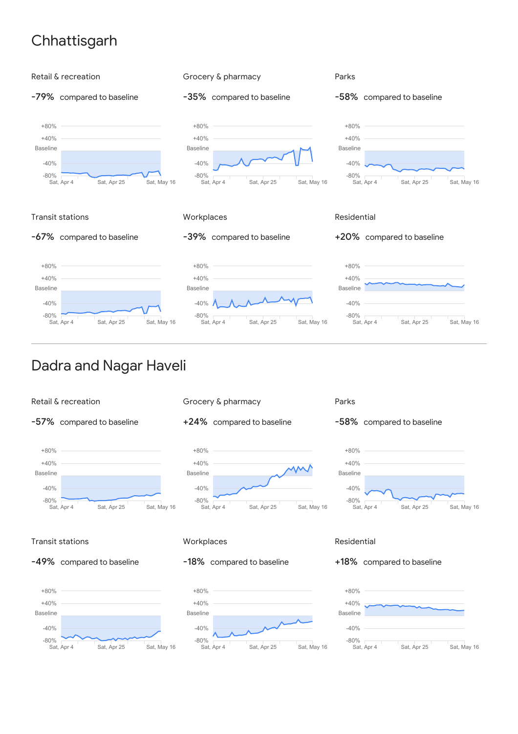# Chhattisgarh

### Retail & recreation

-79% compared to baseline

+80%
+40%
Baseline
-40%
-80%
Sat, Apr 4 Sat, Apr 25 Sat, May 16

### Grocery & pharmacy

-35% compared to baseline

+80%
+40%
Baseline
-40%
-80%
Sat, Apr 4 Sat, Apr 25 Sat, May 16

### Parks

-58% compared to baseline

+80%
+40%
Baseline
-40%
-80%
Sat, Apr 4 Sat, Apr 25 Sat, May 16

### Transit stations

-67% compared to baseline

+80%
+40%
Baseline
-40%
-80%
Sat, Apr 4 Sat, Apr 25 Sat, May 16

### Workplaces

-39% compared to baseline

+80%
+40%
Baseline
-40%
-80%
Sat, Apr 4 Sat, Apr 25 Sat, May 16

### Residential

+20% compared to baseline

+80%
+40%
Baseline
-40%
-80%
Sat, Apr 4 Sat, Apr 25 Sat, May 16

# Dadra and Nagar Haveli

### Retail & recreation

-57% compared to baseline

+80%
+40%
Baseline
-40%
-80%
Sat, Apr 4 Sat, Apr 25 Sat, May 16

### Grocery & pharmacy

+24% compared to baseline

+80%
+40%
Baseline
-40%
-80%
Sat, Apr 4 Sat, Apr 25 Sat, May 16

### Parks

-58% compared to baseline

+80%
+40%
Baseline
-40%
-80%
Sat, Apr 4 Sat, Apr 25 Sat, May 16

### Transit stations

-49% compared to baseline

+80%
+40%
Baseline
-40%
-80%
Sat, Apr 4 Sat, Apr 25 Sat, May 16

### Workplaces

-18% compared to baseline

+80%
+40%
Baseline
-40%
-80%
Sat, Apr 4 Sat, Apr 25 Sat, May 16

### Residential

+18% compared to baseline

+80%
+40%
Baseline
-40%
-80%
Sat, Apr 4 Sat, Apr 25 Sat, May 16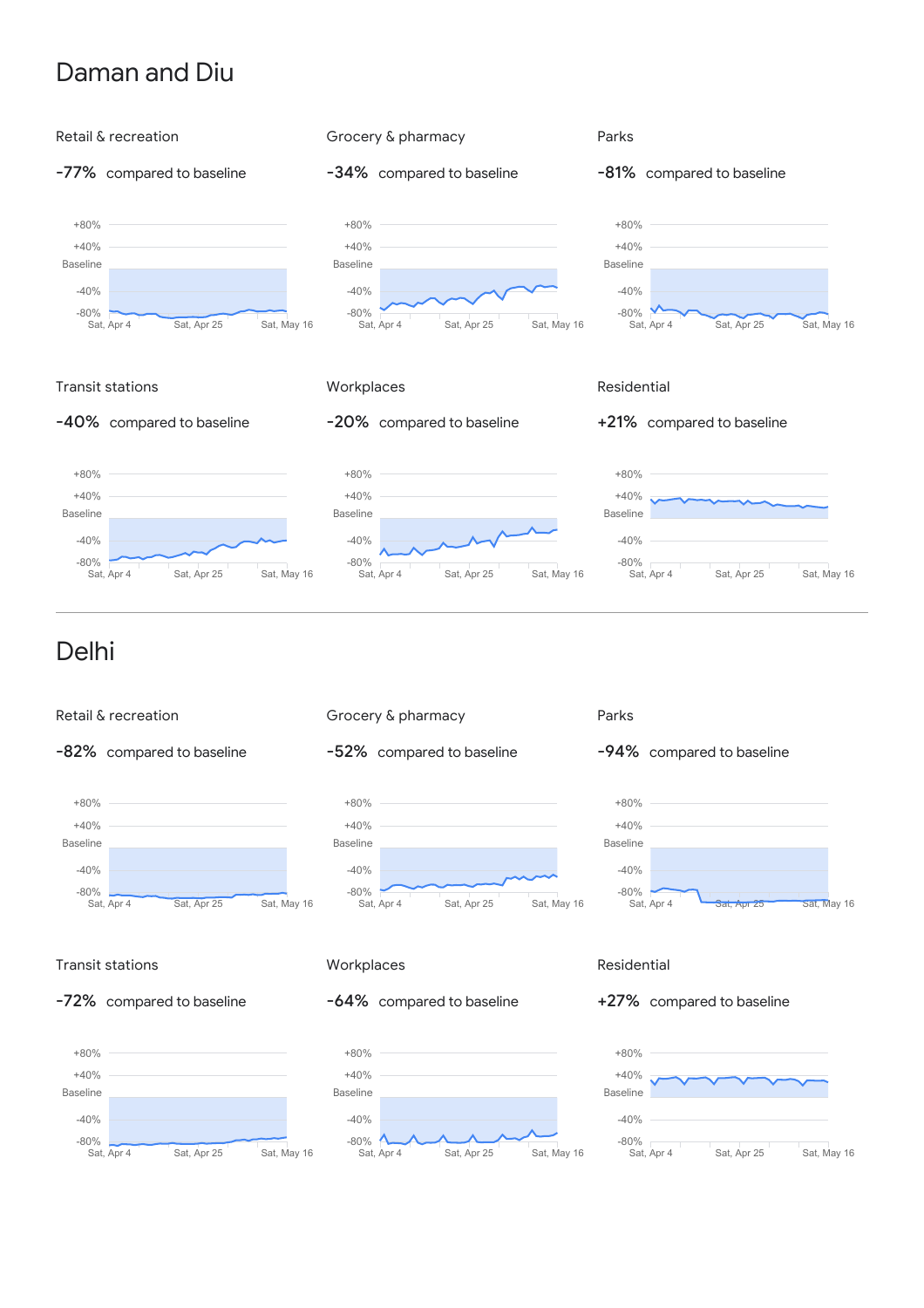# Daman and Diu

### Retail & recreation

**-77%** compared to baseline

+80%
+40%
Baseline
-40%
-80%
Sat, Apr 4 Sat, Apr 25 Sat, May 16

### Grocery & pharmacy

**-34%** compared to baseline

+80%
+40%
Baseline
-40%
-80%
Sat, Apr 4 Sat, Apr 25 Sat, May 16

### Parks

**-81%** compared to baseline

+80%
+40%
Baseline
-40%
-80%
Sat, Apr 4 Sat, Apr 25 Sat, May 16

### Transit stations

**-40%** compared to baseline

+80%
+40%
Baseline
-40%
-80%
Sat, Apr 4 Sat, Apr 25 Sat, May 16

### Workplaces

**-20%** compared to baseline

+80%
+40%
Baseline
-40%
-80%
Sat, Apr 4 Sat, Apr 25 Sat, May 16

### Residential

**+21%** compared to baseline

+80%
+40%
Baseline
-40%
-80%
Sat, Apr 4 Sat, Apr 25 Sat, May 16

# Delhi

### Retail & recreation

**-82%** compared to baseline

+80%
+40%
Baseline
-40%
-80%
Sat, Apr 4 Sat, Apr 25 Sat, May 16

### Grocery & pharmacy

**-52%** compared to baseline

+80%
+40%
Baseline
-40%
-80%
Sat, Apr 4 Sat, Apr 25 Sat, May 16

### Parks

**-94%** compared to baseline

+80%
+40%
Baseline
-40%
-80%
Sat, Apr 4 Sat, Apr 25 Sat, May 16

### Transit stations

**-72%** compared to baseline

+80%
+40%
Baseline
-40%
-80%
Sat, Apr 4 Sat, Apr 25 Sat, May 16

### Workplaces

**-64%** compared to baseline

+80%
+40%
Baseline
-40%
-80%
Sat, Apr 4 Sat, Apr 25 Sat, May 16

### Residential

**+27%** compared to baseline

+80%
+40%
Baseline
-40%
-80%
Sat, Apr 4 Sat, Apr 25 Sat, May 16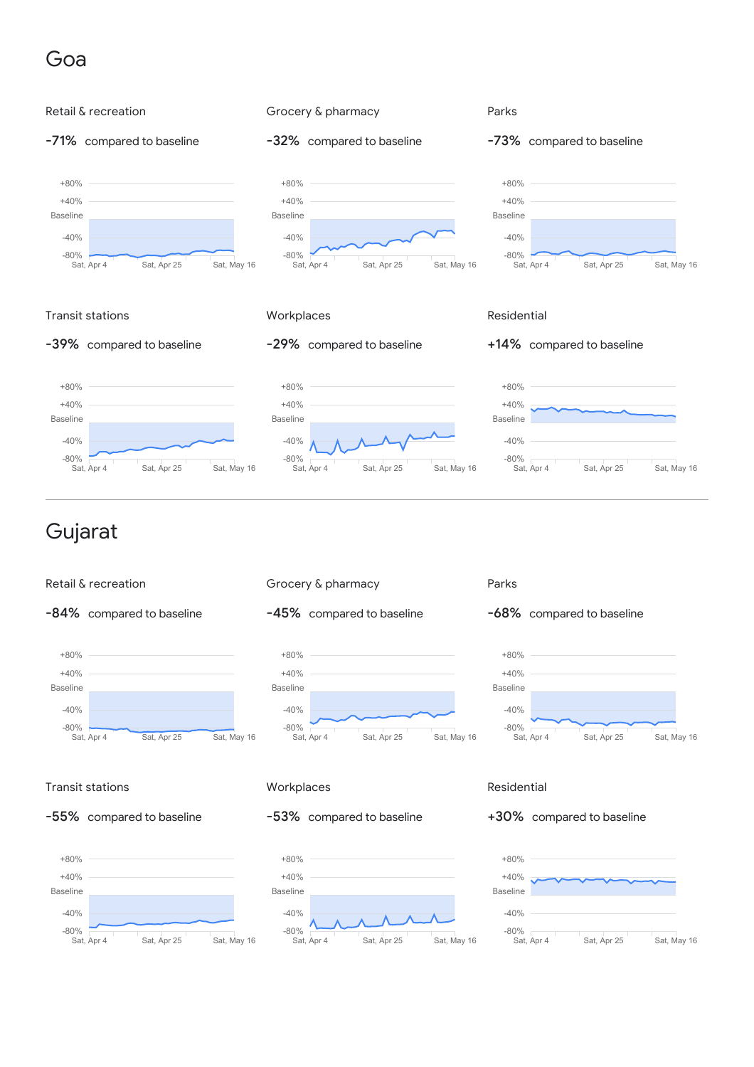# Goa

### Retail & recreation

**-71%** compared to baseline

+80%
+40%
Baseline
-40%
-80%
Sat, Apr 4 Sat, Apr 25 Sat, May 16

### Grocery & pharmacy

**-32%** compared to baseline

+80%
+40%
Baseline
-40%
-80%
Sat, Apr 4 Sat, Apr 25 Sat, May 16

### Parks

**-73%** compared to baseline

+80%
+40%
Baseline
-40%
-80%
Sat, Apr 4 Sat, Apr 25 Sat, May 16

### Transit stations

**-39%** compared to baseline

+80%
+40%
Baseline
-40%
-80%
Sat, Apr 4 Sat, Apr 25 Sat, May 16

### Workplaces

**-29%** compared to baseline

+80%
+40%
Baseline
-40%
-80%
Sat, Apr 4 Sat, Apr 25 Sat, May 16

### Residential

**+14%** compared to baseline

+80%
+40%
Baseline
-40%
-80%
Sat, Apr 4 Sat, Apr 25 Sat, May 16

---

# Gujarat

### Retail & recreation

**-84%** compared to baseline

+80%
+40%
Baseline
-40%
-80%
Sat, Apr 4 Sat, Apr 25 Sat, May 16

### Grocery & pharmacy

**-45%** compared to baseline

+80%
+40%
Baseline
-40%
-80%
Sat, Apr 4 Sat, Apr 25 Sat, May 16

### Parks

**-68%** compared to baseline

+80%
+40%
Baseline
-40%
-80%
Sat, Apr 4 Sat, Apr 25 Sat, May 16

### Transit stations

**-55%** compared to baseline

+80%
+40%
Baseline
-40%
-80%
Sat, Apr 4 Sat, Apr 25 Sat, May 16

### Workplaces

**-53%** compared to baseline

+80%
+40%
Baseline
-40%
-80%
Sat, Apr 4 Sat, Apr 25 Sat, May 16

### Residential

**+30%** compared to baseline

+80%
+40%
Baseline
-40%
-80%
Sat, Apr 4 Sat, Apr 25 Sat, May 16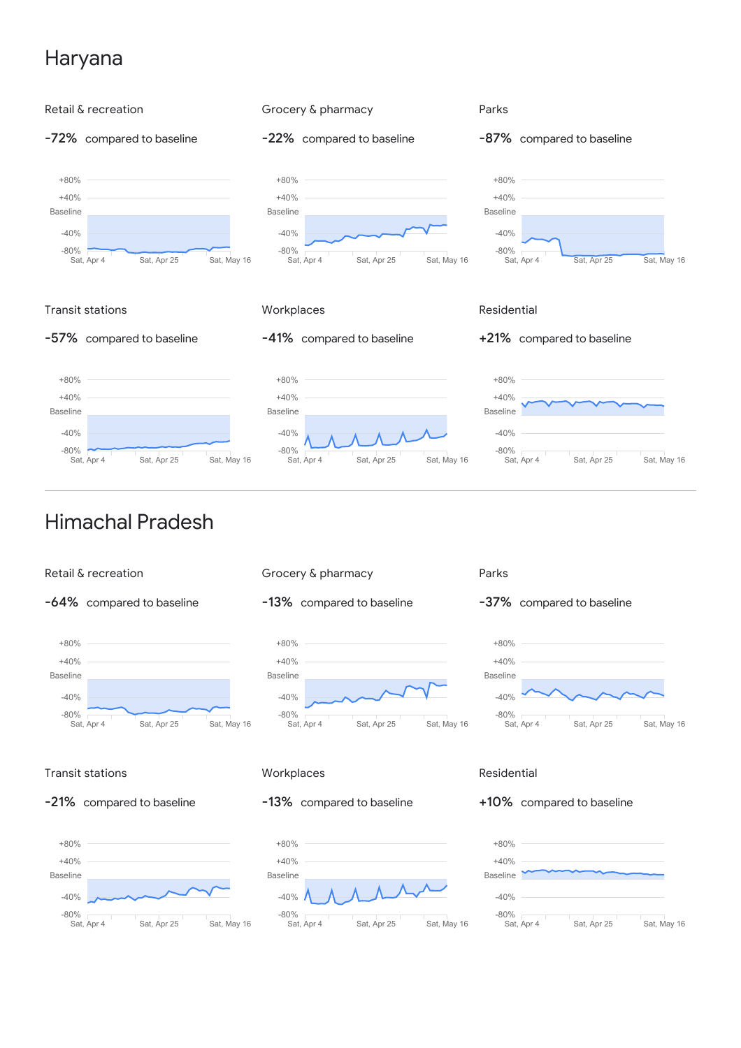# Haryana

### Retail & recreation

**-72%** compared to baseline

+80%
+40%
Baseline
-40%
-80%
Sat, Apr 4 Sat, Apr 25 Sat, May 16

### Grocery & pharmacy

**-22%** compared to baseline

+80%
+40%
Baseline
-40%
-80%
Sat, Apr 4 Sat, Apr 25 Sat, May 16

### Parks

**-87%** compared to baseline

+80%
+40%
Baseline
-40%
-80%
Sat, Apr 4 Sat, Apr 25 Sat, May 16

### Transit stations

**-57%** compared to baseline

+80%
+40%
Baseline
-40%
-80%
Sat, Apr 4 Sat, Apr 25 Sat, May 16

### Workplaces

**-41%** compared to baseline

+80%
+40%
Baseline
-40%
-80%
Sat, Apr 4 Sat, Apr 25 Sat, May 16

### Residential

**+21%** compared to baseline

+80%
+40%
Baseline
-40%
-80%
Sat, Apr 4 Sat, Apr 25 Sat, May 16

# Himachal Pradesh

### Retail & recreation

**-64%** compared to baseline

+80%
+40%
Baseline
-40%
-80%
Sat, Apr 4 Sat, Apr 25 Sat, May 16

### Grocery & pharmacy

**-13%** compared to baseline

+80%
+40%
Baseline
-40%
-80%
Sat, Apr 4 Sat, Apr 25 Sat, May 16

### Parks

**-37%** compared to baseline

+80%
+40%
Baseline
-40%
-80%
Sat, Apr 4 Sat, Apr 25 Sat, May 16

### Transit stations

**-21%** compared to baseline

+80%
+40%
Baseline
-40%
-80%
Sat, Apr 4 Sat, Apr 25 Sat, May 16

### Workplaces

**-13%** compared to baseline

+80%
+40%
Baseline
-40%
-80%
Sat, Apr 4 Sat, Apr 25 Sat, May 16

### Residential

**+10%** compared to baseline

+80%
+40%
Baseline
-40%
-80%
Sat, Apr 4 Sat, Apr 25 Sat, May 16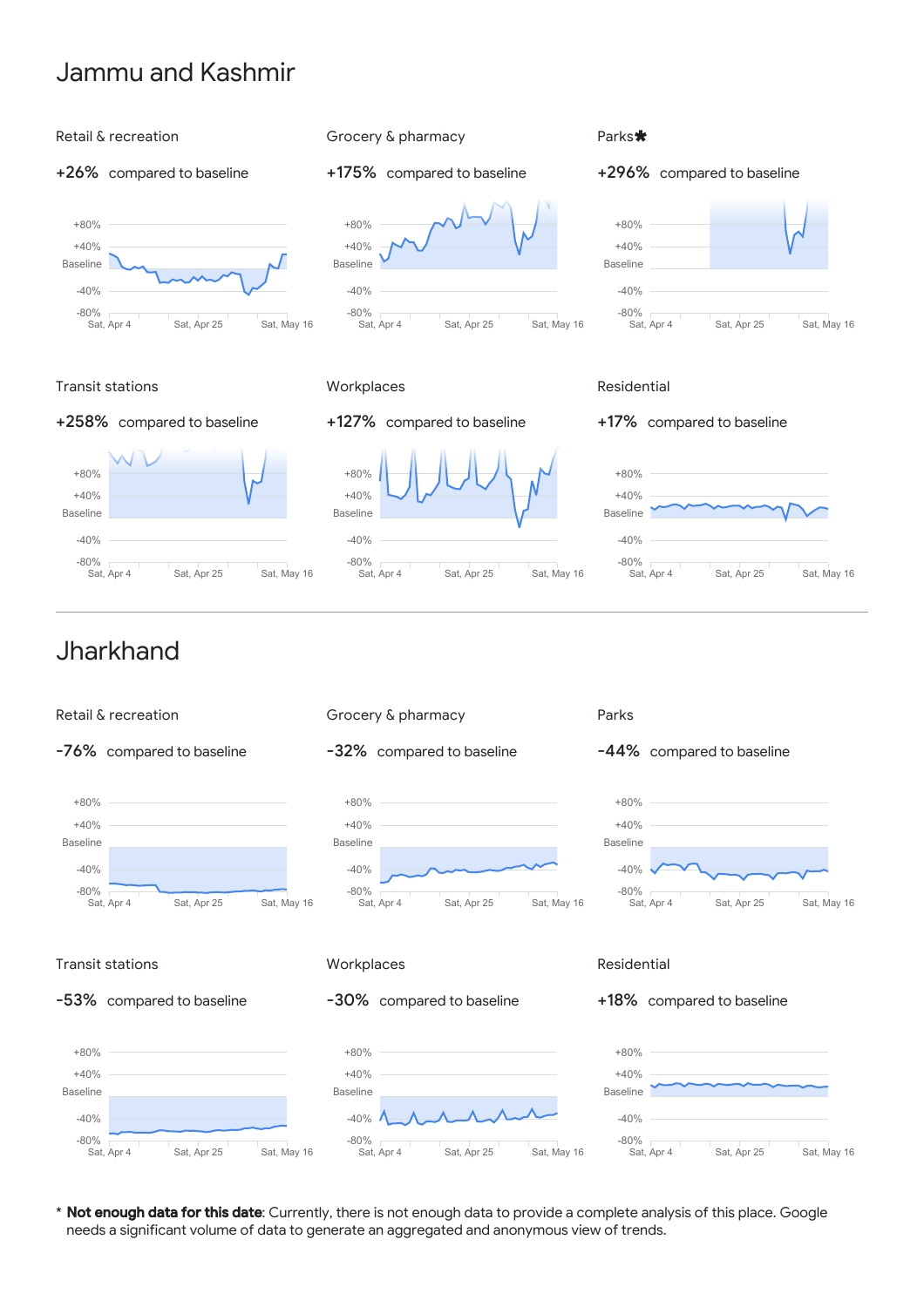# Jammu and Kashmir

### Retail & recreation

**+26%** compared to baseline

### Grocery & pharmacy

**+175%** compared to baseline

### Parks*

**+296%** compared to baseline

### Transit stations

**+258%** compared to baseline

### Workplaces

**+127%** compared to baseline

### Residential

**+17%** compared to baseline

---

# Jharkhand

### Retail & recreation

**-76%** compared to baseline

### Grocery & pharmacy

**-32%** compared to baseline

### Parks

**-44%** compared to baseline

### Transit stations

**-53%** compared to baseline

### Workplaces

**-30%** compared to baseline

### Residential

**+18%** compared to baseline

\* **Not enough data for this date**: Currently, there is not enough data to provide a complete analysis of this place. Google needs a significant volume of data to generate an aggregated and anonymous view of trends.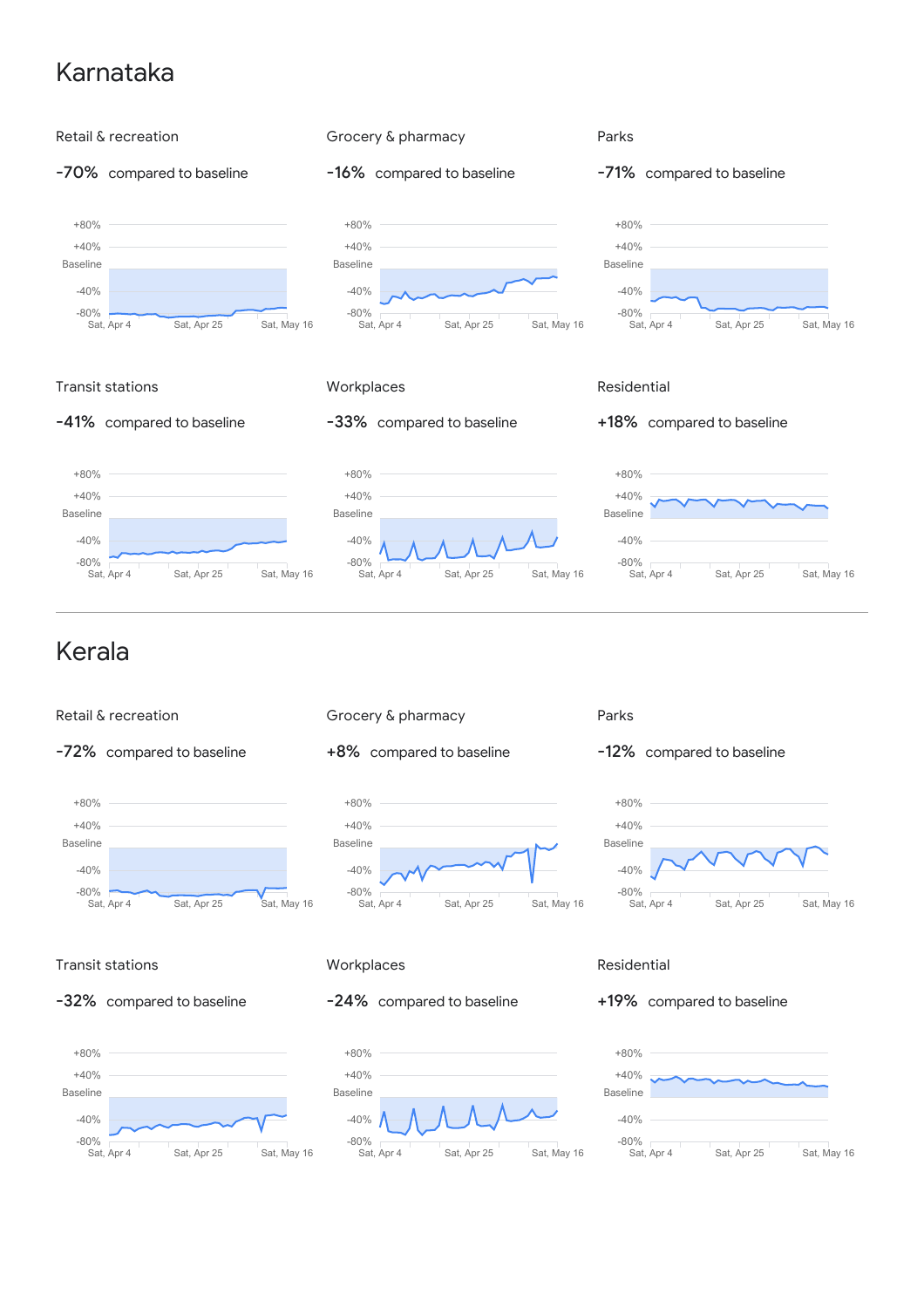# Karnataka

### Retail & recreation

-70% compared to baseline

+80%
+40%
Baseline
-40%
-80%
Sat, Apr 4 Sat, Apr 25 Sat, May 16

### Grocery & pharmacy

-16% compared to baseline

+80%
+40%
Baseline
-40%
-80%
Sat, Apr 4 Sat, Apr 25 Sat, May 16

### Parks

-71% compared to baseline

+80%
+40%
Baseline
-40%
-80%
Sat, Apr 4 Sat, Apr 25 Sat, May 16

### Transit stations

-41% compared to baseline

+80%
+40%
Baseline
-40%
-80%
Sat, Apr 4 Sat, Apr 25 Sat, May 16

### Workplaces

-33% compared to baseline

+80%
+40%
Baseline
-40%
-80%
Sat, Apr 4 Sat, Apr 25 Sat, May 16

### Residential

+18% compared to baseline

+80%
+40%
Baseline
-40%
-80%
Sat, Apr 4 Sat, Apr 25 Sat, May 16

---

# Kerala

### Retail & recreation

-72% compared to baseline

+80%
+40%
Baseline
-40%
-80%
Sat, Apr 4 Sat, Apr 25 Sat, May 16

### Grocery & pharmacy

+8% compared to baseline

+80%
+40%
Baseline
-40%
-80%
Sat, Apr 4 Sat, Apr 25 Sat, May 16

### Parks

-12% compared to baseline

+80%
+40%
Baseline
-40%
-80%
Sat, Apr 4 Sat, Apr 25 Sat, May 16

### Transit stations

-32% compared to baseline

+80%
+40%
Baseline
-40%
-80%
Sat, Apr 4 Sat, Apr 25 Sat, May 16

### Workplaces

-24% compared to baseline

+80%
+40%
Baseline
-40%
-80%
Sat, Apr 4 Sat, Apr 25 Sat, May 16

### Residential

+19% compared to baseline

+80%
+40%
Baseline
-40%
-80%
Sat, Apr 4 Sat, Apr 25 Sat, May 16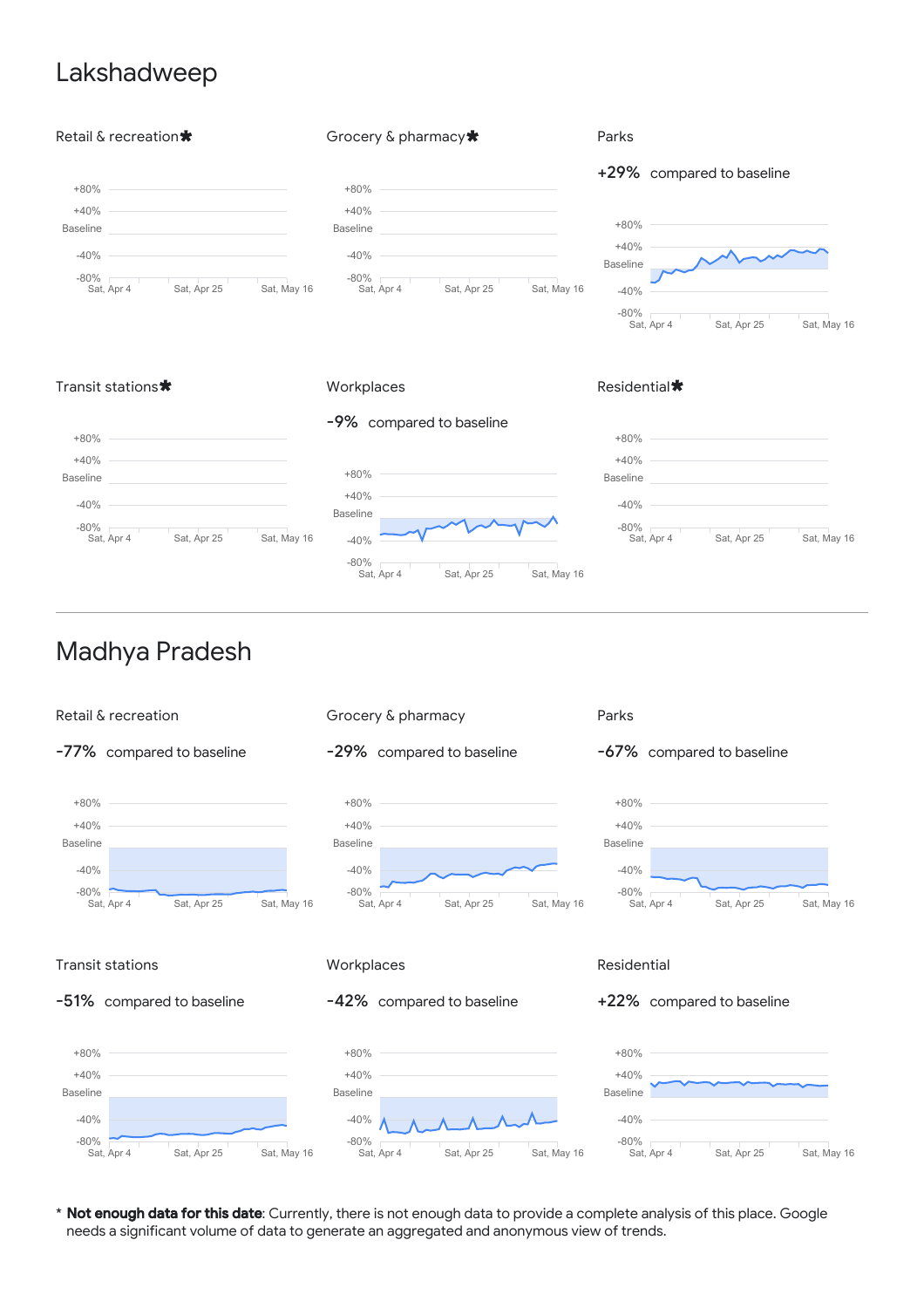# Lakshadweep

Retail & recreation✱

+80%
+40%
Baseline
-40%
-80%
Sat, Apr 4 Sat, Apr 25 Sat, May 16

Grocery & pharmacy✱

+80%
+40%
Baseline
-40%
-80%
Sat, Apr 4 Sat, Apr 25 Sat, May 16

Parks

+29% compared to baseline

+80%
+40%
Baseline
-40%
-80%
Sat, Apr 4 Sat, Apr 25 Sat, May 16

Transit stations✱

+80%
+40%
Baseline
-40%
-80%
Sat, Apr 4 Sat, Apr 25 Sat, May 16

Workplaces

-9% compared to baseline

+80%
+40%
Baseline
-40%
-80%
Sat, Apr 4 Sat, Apr 25 Sat, May 16

Residential✱

+80%
+40%
Baseline
-40%
-80%
Sat, Apr 4 Sat, Apr 25 Sat, May 16

---

# Madhya Pradesh

Retail & recreation

-77% compared to baseline

+80%
+40%
Baseline
-40%
-80%
Sat, Apr 4 Sat, Apr 25 Sat, May 16

Grocery & pharmacy

-29% compared to baseline

+80%
+40%
Baseline
-40%
-80%
Sat, Apr 4 Sat, Apr 25 Sat, May 16

Parks

-67% compared to baseline

+80%
+40%
Baseline
-40%
-80%
Sat, Apr 4 Sat, Apr 25 Sat, May 16

Transit stations

-51% compared to baseline

+80%
+40%
Baseline
-40%
-80%
Sat, Apr 4 Sat, Apr 25 Sat, May 16

Workplaces

-42% compared to baseline

+80%
+40%
Baseline
-40%
-80%
Sat, Apr 4 Sat, Apr 25 Sat, May 16

Residential

+22% compared to baseline

+80%
+40%
Baseline
-40%
-80%
Sat, Apr 4 Sat, Apr 25 Sat, May 16

\* **Not enough data for this date**: Currently, there is not enough data to provide a complete analysis of this place. Google needs a significant volume of data to generate an aggregated and anonymous view of trends.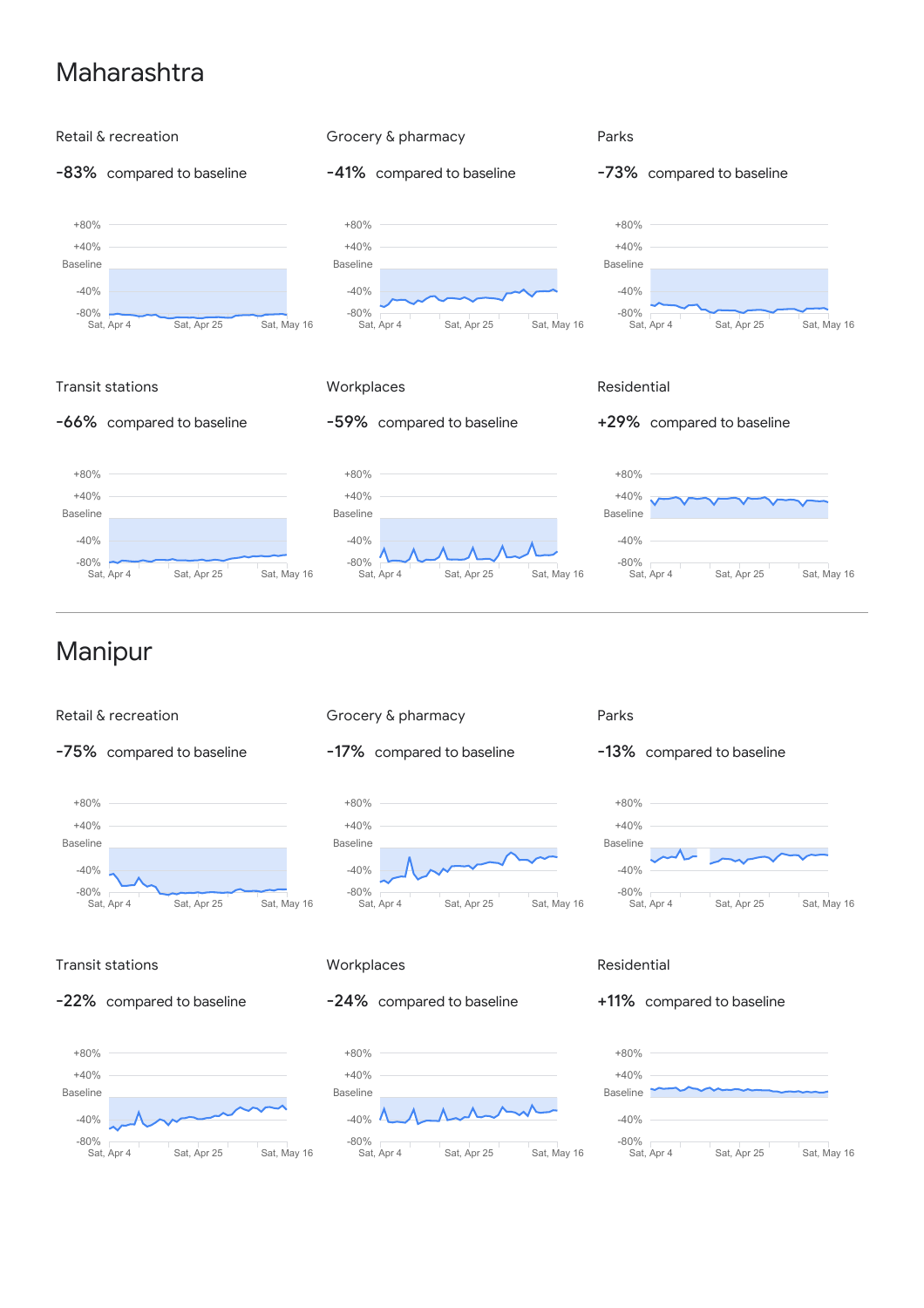# Maharashtra

### Retail & recreation

**-83%** compared to baseline

+80%
+40%
Baseline
-40%
-80%
Sat, Apr 4 Sat, Apr 25 Sat, May 16

### Grocery & pharmacy

**-41%** compared to baseline

+80%
+40%
Baseline
-40%
-80%
Sat, Apr 4 Sat, Apr 25 Sat, May 16

### Parks

**-73%** compared to baseline

+80%
+40%
Baseline
-40%
-80%
Sat, Apr 4 Sat, Apr 25 Sat, May 16

### Transit stations

**-66%** compared to baseline

+80%
+40%
Baseline
-40%
-80%
Sat, Apr 4 Sat, Apr 25 Sat, May 16

### Workplaces

**-59%** compared to baseline

+80%
+40%
Baseline
-40%
-80%
Sat, Apr 4 Sat, Apr 25 Sat, May 16

### Residential

**+29%** compared to baseline

+80%
+40%
Baseline
-40%
-80%
Sat, Apr 4 Sat, Apr 25 Sat, May 16

# Manipur

### Retail & recreation

**-75%** compared to baseline

+80%
+40%
Baseline
-40%
-80%
Sat, Apr 4 Sat, Apr 25 Sat, May 16

### Grocery & pharmacy

**-17%** compared to baseline

+80%
+40%
Baseline
-40%
-80%
Sat, Apr 4 Sat, Apr 25 Sat, May 16

### Parks

**-13%** compared to baseline

+80%
+40%
Baseline
-40%
-80%
Sat, Apr 4 Sat, Apr 25 Sat, May 16

### Transit stations

**-22%** compared to baseline

+80%
+40%
Baseline
-40%
-80%
Sat, Apr 4 Sat, Apr 25 Sat, May 16

### Workplaces

**-24%** compared to baseline

+80%
+40%
Baseline
-40%
-80%
Sat, Apr 4 Sat, Apr 25 Sat, May 16

### Residential

**+11%** compared to baseline

+80%
+40%
Baseline
-40%
-80%
Sat, Apr 4 Sat, Apr 25 Sat, May 16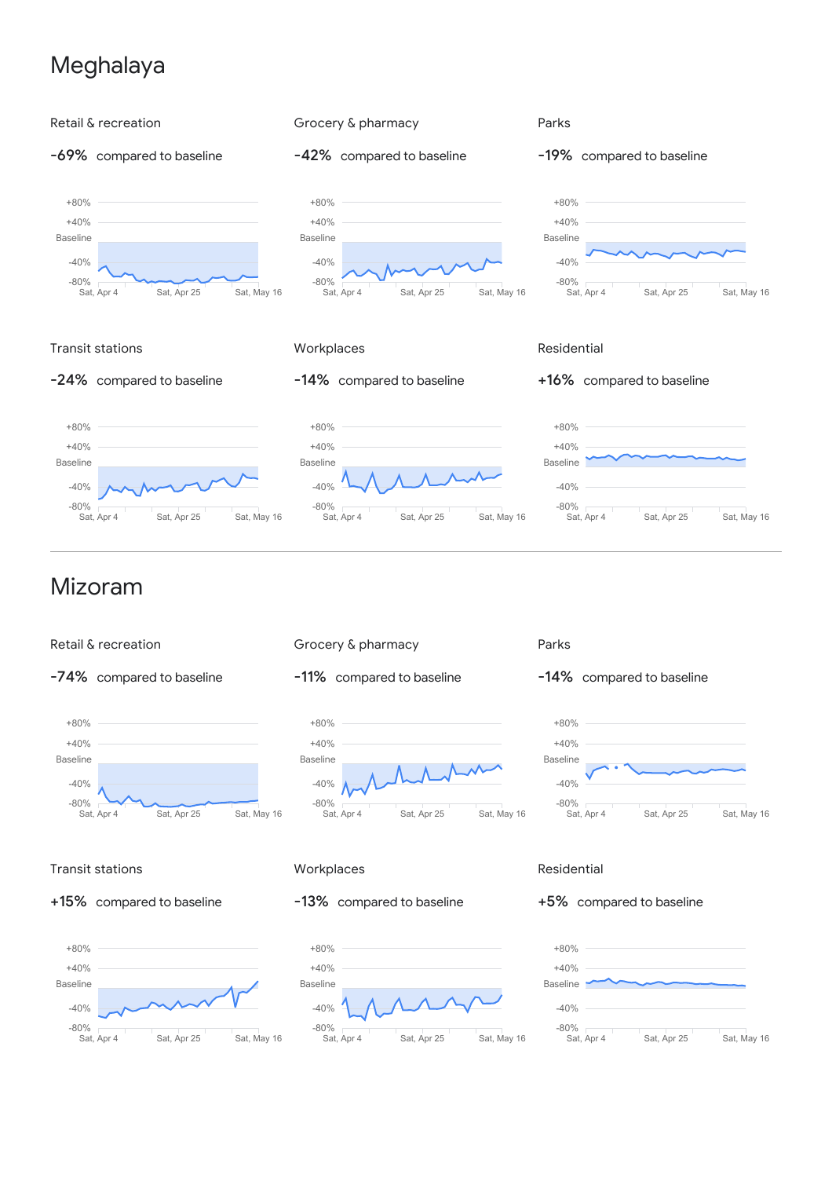# Meghalaya

### Retail & recreation

-69% compared to baseline

+80%
+40%
Baseline
-40%
-80%
Sat, Apr 4 Sat, Apr 25 Sat, May 16

### Grocery & pharmacy

-42% compared to baseline

+80%
+40%
Baseline
-40%
-80%
Sat, Apr 4 Sat, Apr 25 Sat, May 16

### Parks

-19% compared to baseline

+80%
+40%
Baseline
-40%
-80%
Sat, Apr 4 Sat, Apr 25 Sat, May 16

### Transit stations

-24% compared to baseline

+80%
+40%
Baseline
-40%
-80%
Sat, Apr 4 Sat, Apr 25 Sat, May 16

### Workplaces

-14% compared to baseline

+80%
+40%
Baseline
-40%
-80%
Sat, Apr 4 Sat, Apr 25 Sat, May 16

### Residential

+16% compared to baseline

+80%
+40%
Baseline
-40%
-80%
Sat, Apr 4 Sat, Apr 25 Sat, May 16

# Mizoram

### Retail & recreation

-74% compared to baseline

+80%
+40%
Baseline
-40%
-80%
Sat, Apr 4 Sat, Apr 25 Sat, May 16

### Grocery & pharmacy

-11% compared to baseline

+80%
+40%
Baseline
-40%
-80%
Sat, Apr 4 Sat, Apr 25 Sat, May 16

### Parks

-14% compared to baseline

+80%
+40%
Baseline
-40%
-80%
Sat, Apr 4 Sat, Apr 25 Sat, May 16

### Transit stations

+15% compared to baseline

+80%
+40%
Baseline
-40%
-80%
Sat, Apr 4 Sat, Apr 25 Sat, May 16

### Workplaces

-13% compared to baseline

+80%
+40%
Baseline
-40%
-80%
Sat, Apr 4 Sat, Apr 25 Sat, May 16

### Residential

+5% compared to baseline

+80%
+40%
Baseline
-40%
-80%
Sat, Apr 4 Sat, Apr 25 Sat, May 16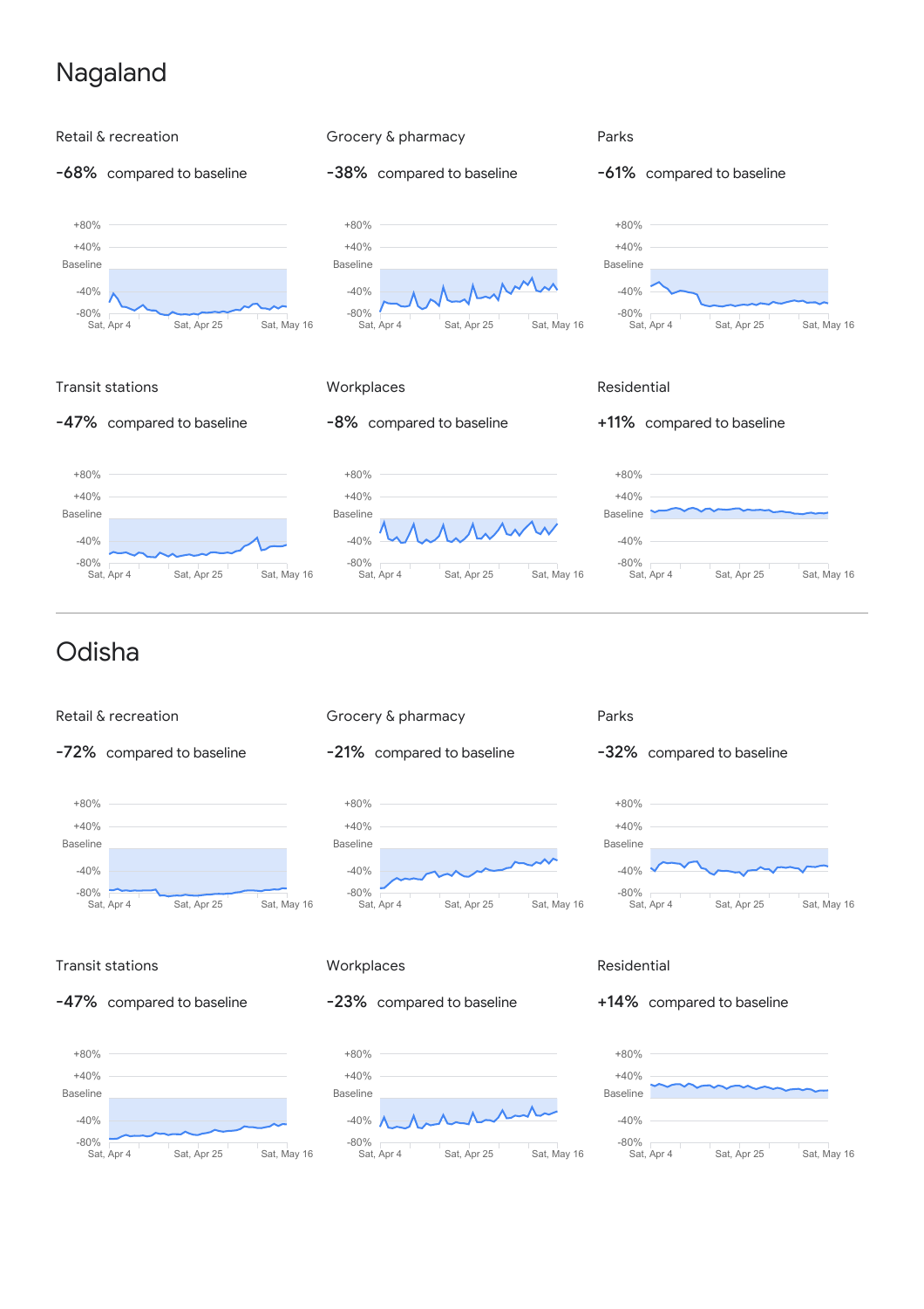# Nagaland

### Retail & recreation

**-68%** compared to baseline

+80%
+40%
Baseline
-40%
-80%
Sat, Apr 4 Sat, Apr 25 Sat, May 16

### Grocery & pharmacy

**-38%** compared to baseline

+80%
+40%
Baseline
-40%
-80%
Sat, Apr 4 Sat, Apr 25 Sat, May 16

### Parks

**-61%** compared to baseline

+80%
+40%
Baseline
-40%
-80%
Sat, Apr 4 Sat, Apr 25 Sat, May 16

### Transit stations

**-47%** compared to baseline

+80%
+40%
Baseline
-40%
-80%
Sat, Apr 4 Sat, Apr 25 Sat, May 16

### Workplaces

**-8%** compared to baseline

+80%
+40%
Baseline
-40%
-80%
Sat, Apr 4 Sat, Apr 25 Sat, May 16

### Residential

**+11%** compared to baseline

+80%
+40%
Baseline
-40%
-80%
Sat, Apr 4 Sat, Apr 25 Sat, May 16

---

# Odisha

### Retail & recreation

**-72%** compared to baseline

+80%
+40%
Baseline
-40%
-80%
Sat, Apr 4 Sat, Apr 25 Sat, May 16

### Grocery & pharmacy

**-21%** compared to baseline

+80%
+40%
Baseline
-40%
-80%
Sat, Apr 4 Sat, Apr 25 Sat, May 16

### Parks

**-32%** compared to baseline

+80%
+40%
Baseline
-40%
-80%
Sat, Apr 4 Sat, Apr 25 Sat, May 16

### Transit stations

**-47%** compared to baseline

+80%
+40%
Baseline
-40%
-80%
Sat, Apr 4 Sat, Apr 25 Sat, May 16

### Workplaces

**-23%** compared to baseline

+80%
+40%
Baseline
-40%
-80%
Sat, Apr 4 Sat, Apr 25 Sat, May 16

### Residential

**+14%** compared to baseline

+80%
+40%
Baseline
-40%
-80%
Sat, Apr 4 Sat, Apr 25 Sat, May 16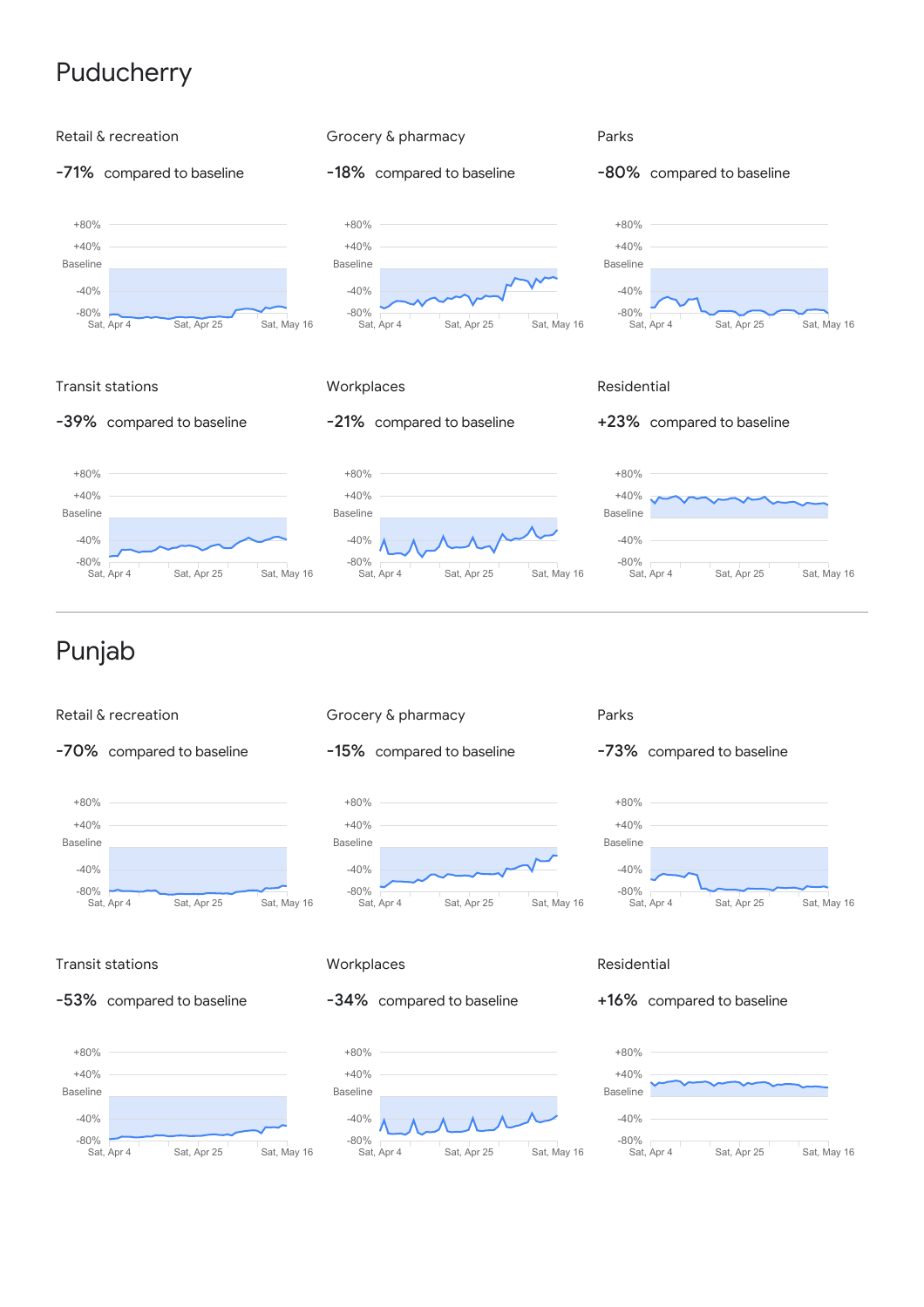# Puducherry

### Retail & recreation

-71% compared to baseline

+80%
+40%
Baseline
-40%
-80%
Sat, Apr 4 Sat, Apr 25 Sat, May 16

### Grocery & pharmacy

-18% compared to baseline

+80%
+40%
Baseline
-40%
-80%
Sat, Apr 4 Sat, Apr 25 Sat, May 16

### Parks

-80% compared to baseline

+80%
+40%
Baseline
-40%
-80%
Sat, Apr 4 Sat, Apr 25 Sat, May 16

### Transit stations

-39% compared to baseline

+80%
+40%
Baseline
-40%
-80%
Sat, Apr 4 Sat, Apr 25 Sat, May 16

### Workplaces

-21% compared to baseline

+80%
+40%
Baseline
-40%
-80%
Sat, Apr 4 Sat, Apr 25 Sat, May 16

### Residential

+23% compared to baseline

+80%
+40%
Baseline
-40%
-80%
Sat, Apr 4 Sat, Apr 25 Sat, May 16

# Punjab

### Retail & recreation

-70% compared to baseline

+80%
+40%
Baseline
-40%
-80%
Sat, Apr 4 Sat, Apr 25 Sat, May 16

### Grocery & pharmacy

-15% compared to baseline

+80%
+40%
Baseline
-40%
-80%
Sat, Apr 4 Sat, Apr 25 Sat, May 16

### Parks

-73% compared to baseline

+80%
+40%
Baseline
-40%
-80%
Sat, Apr 4 Sat, Apr 25 Sat, May 16

### Transit stations

-53% compared to baseline

+80%
+40%
Baseline
-40%
-80%
Sat, Apr 4 Sat, Apr 25 Sat, May 16

### Workplaces

-34% compared to baseline

+80%
+40%
Baseline
-40%
-80%
Sat, Apr 4 Sat, Apr 25 Sat, May 16

### Residential

+16% compared to baseline

+80%
+40%
Baseline
-40%
-80%
Sat, Apr 4 Sat, Apr 25 Sat, May 16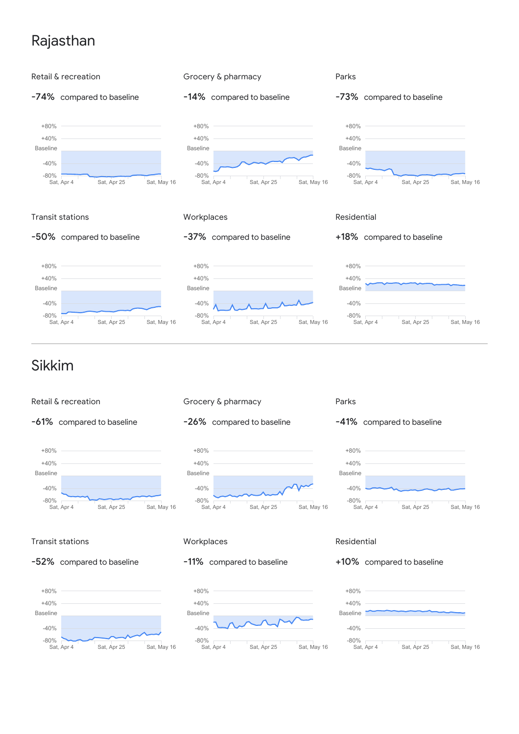# Rajasthan

### Retail & recreation

**-74%** compared to baseline

+80%
+40%
Baseline
-40%
-80%
Sat, Apr 4 Sat, Apr 25 Sat, May 16

### Grocery & pharmacy

**-14%** compared to baseline

+80%
+40%
Baseline
-40%
-80%
Sat, Apr 4 Sat, Apr 25 Sat, May 16

### Parks

**-73%** compared to baseline

+80%
+40%
Baseline
-40%
-80%
Sat, Apr 4 Sat, Apr 25 Sat, May 16

### Transit stations

**-50%** compared to baseline

+80%
+40%
Baseline
-40%
-80%
Sat, Apr 4 Sat, Apr 25 Sat, May 16

### Workplaces

**-37%** compared to baseline

+80%
+40%
Baseline
-40%
-80%
Sat, Apr 4 Sat, Apr 25 Sat, May 16

### Residential

**+18%** compared to baseline

+80%
+40%
Baseline
-40%
-80%
Sat, Apr 4 Sat, Apr 25 Sat, May 16

---

# Sikkim

### Retail & recreation

**-61%** compared to baseline

+80%
+40%
Baseline
-40%
-80%
Sat, Apr 4 Sat, Apr 25 Sat, May 16

### Grocery & pharmacy

**-26%** compared to baseline

+80%
+40%
Baseline
-40%
-80%
Sat, Apr 4 Sat, Apr 25 Sat, May 16

### Parks

**-41%** compared to baseline

+80%
+40%
Baseline
-40%
-80%
Sat, Apr 4 Sat, Apr 25 Sat, May 16

### Transit stations

**-52%** compared to baseline

+80%
+40%
Baseline
-40%
-80%
Sat, Apr 4 Sat, Apr 25 Sat, May 16

### Workplaces

**-11%** compared to baseline

+80%
+40%
Baseline
-40%
-80%
Sat, Apr 4 Sat, Apr 25 Sat, May 16

### Residential

**+10%** compared to baseline

+80%
+40%
Baseline
-40%
-80%
Sat, Apr 4 Sat, Apr 25 Sat, May 16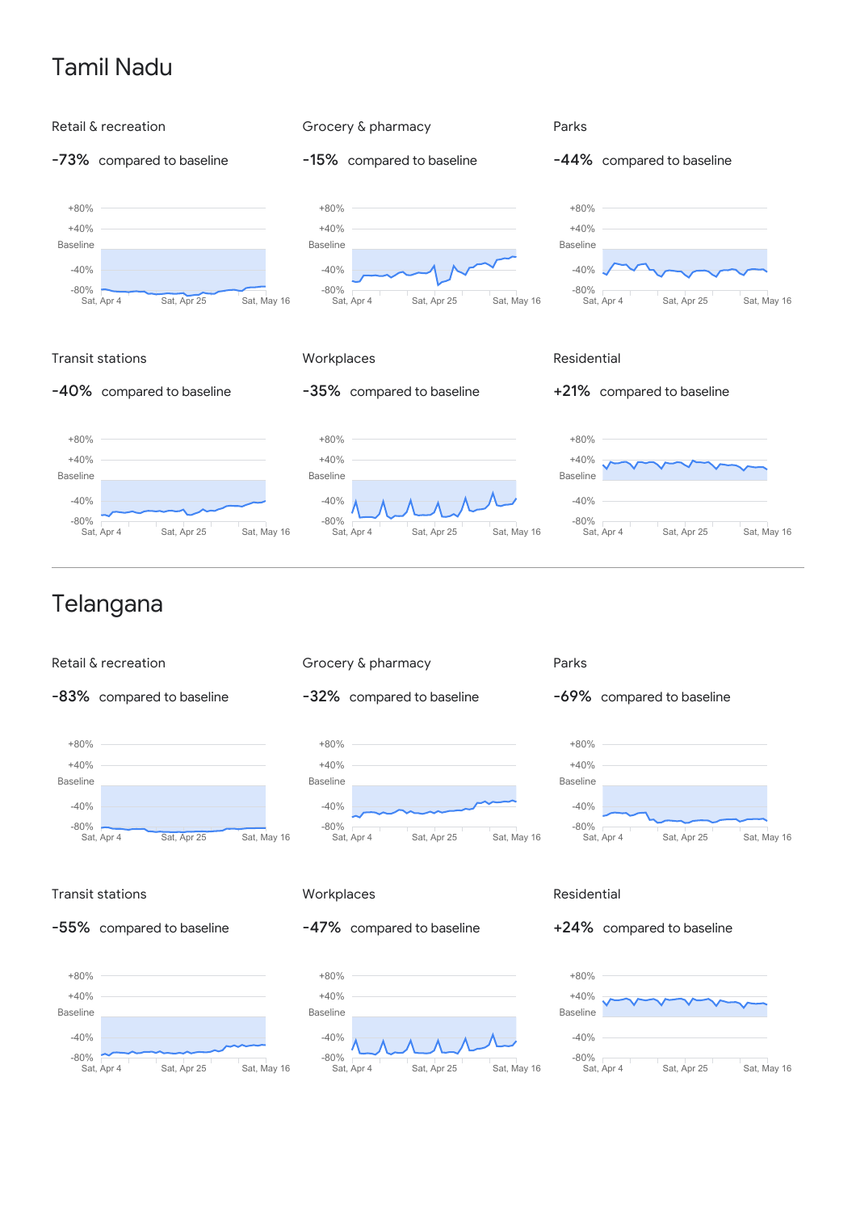# Tamil Nadu

### Retail & recreation

**-73%** compared to baseline

### Grocery & pharmacy

**-15%** compared to baseline

### Parks

**-44%** compared to baseline

### Transit stations

**-40%** compared to baseline

### Workplaces

**-35%** compared to baseline

### Residential

**+21%** compared to baseline

# Telangana

### Retail & recreation

**-83%** compared to baseline

### Grocery & pharmacy

**-32%** compared to baseline

### Parks

**-69%** compared to baseline

### Transit stations

**-55%** compared to baseline

### Workplaces

**-47%** compared to baseline

### Residential

**+24%** compared to baseline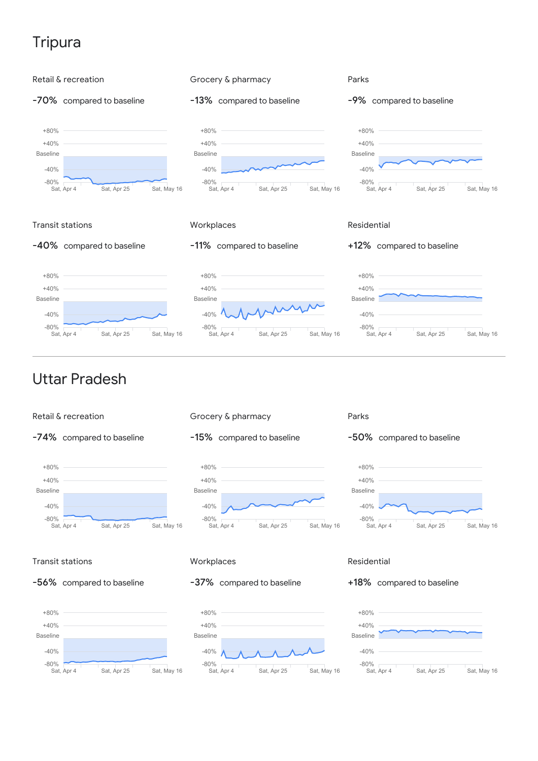# Tripura

### Retail & recreation

-70% compared to baseline

### Grocery & pharmacy

-13% compared to baseline

### Parks

-9% compared to baseline

### Transit stations

-40% compared to baseline

### Workplaces

-11% compared to baseline

### Residential

+12% compared to baseline

# Uttar Pradesh

### Retail & recreation

-74% compared to baseline

### Grocery & pharmacy

-15% compared to baseline

### Parks

-50% compared to baseline

### Transit stations

-56% compared to baseline

### Workplaces

-37% compared to baseline

### Residential

+18% compared to baseline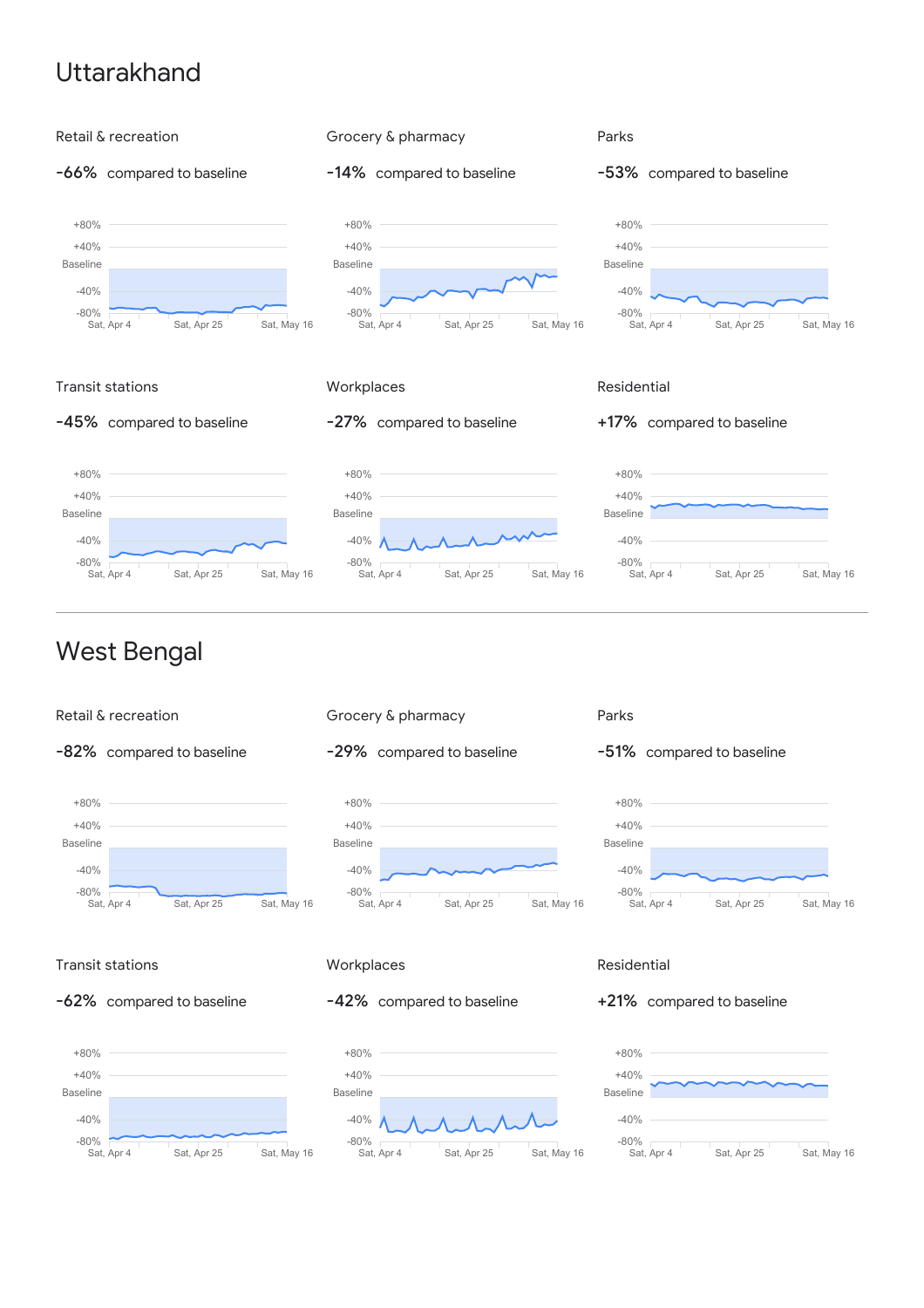# Uttarakhand

### Retail & recreation

**-66%** compared to baseline

+80%
+40%
Baseline
-40%
-80%
Sat, Apr 4 Sat, Apr 25 Sat, May 16

### Grocery & pharmacy

**-14%** compared to baseline

+80%
+40%
Baseline
-40%
-80%
Sat, Apr 4 Sat, Apr 25 Sat, May 16

### Parks

**-53%** compared to baseline

+80%
+40%
Baseline
-40%
-80%
Sat, Apr 4 Sat, Apr 25 Sat, May 16

### Transit stations

**-45%** compared to baseline

+80%
+40%
Baseline
-40%
-80%
Sat, Apr 4 Sat, Apr 25 Sat, May 16

### Workplaces

**-27%** compared to baseline

+80%
+40%
Baseline
-40%
-80%
Sat, Apr 4 Sat, Apr 25 Sat, May 16

### Residential

**+17%** compared to baseline

+80%
+40%
Baseline
-40%
-80%
Sat, Apr 4 Sat, Apr 25 Sat, May 16

---

# West Bengal

### Retail & recreation

**-82%** compared to baseline

+80%
+40%
Baseline
-40%
-80%
Sat, Apr 4 Sat, Apr 25 Sat, May 16

### Grocery & pharmacy

**-29%** compared to baseline

+80%
+40%
Baseline
-40%
-80%
Sat, Apr 4 Sat, Apr 25 Sat, May 16

### Parks

**-51%** compared to baseline

+80%
+40%
Baseline
-40%
-80%
Sat, Apr 4 Sat, Apr 25 Sat, May 16

### Transit stations

**-62%** compared to baseline

+80%
+40%
Baseline
-40%
-80%
Sat, Apr 4 Sat, Apr 25 Sat, May 16

### Workplaces

**-42%** compared to baseline

+80%
+40%
Baseline
-40%
-80%
Sat, Apr 4 Sat, Apr 25 Sat, May 16

### Residential

**+21%** compared to baseline

+80%
+40%
Baseline
-40%
-80%
Sat, Apr 4 Sat, Apr 25 Sat, May 16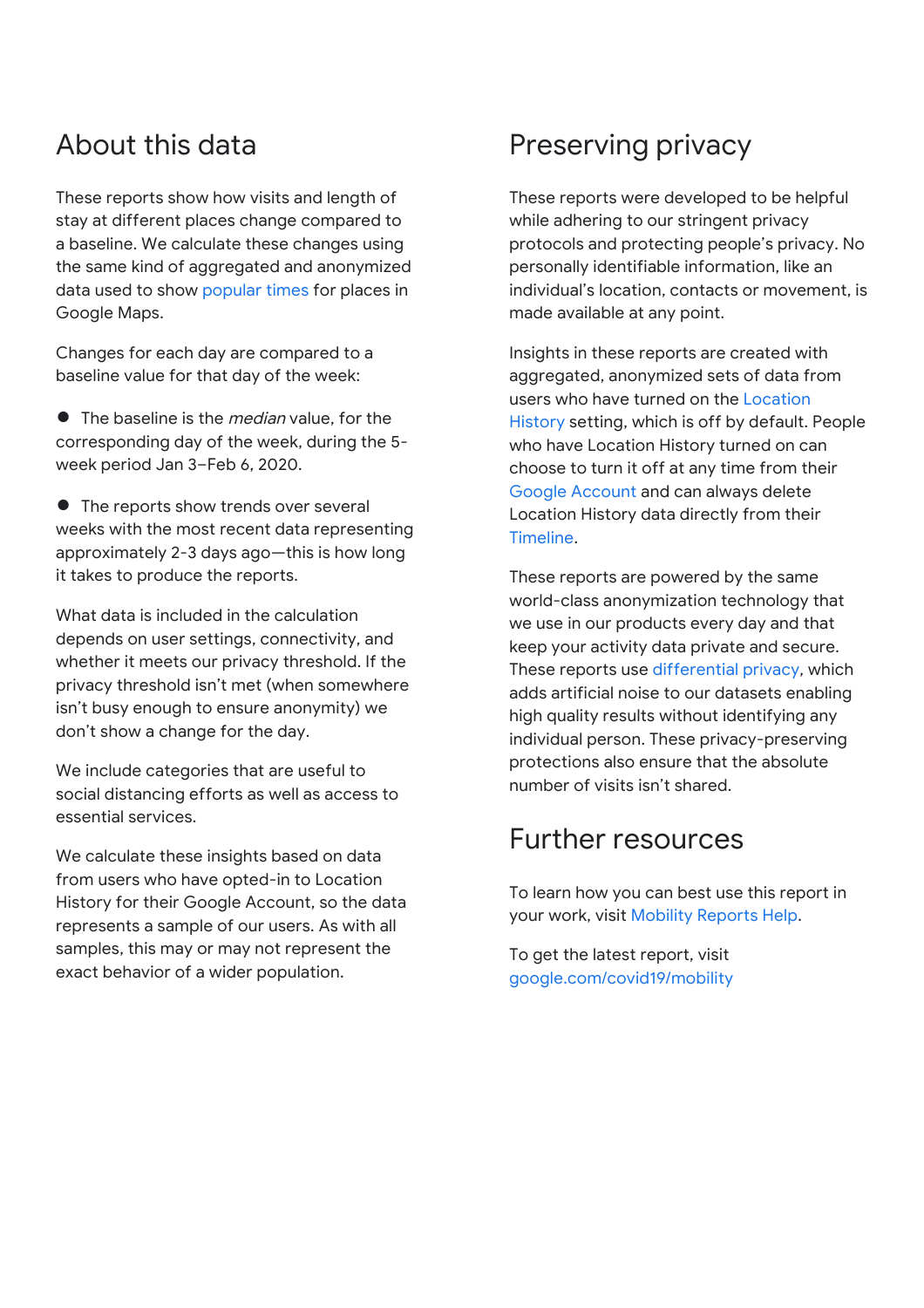## About this data

These reports show how visits and length of stay at different places change compared to a baseline. We calculate these changes using the same kind of aggregated and anonymized data used to show popular times for places in Google Maps.

Changes for each day are compared to a baseline value for that day of the week:

- The baseline is the *median* value, for the corresponding day of the week, during the 5-week period Jan 3–Feb 6, 2020.

- The reports show trends over several weeks with the most recent data representing approximately 2-3 days ago—this is how long it takes to produce the reports.

What data is included in the calculation depends on user settings, connectivity, and whether it meets our privacy threshold. If the privacy threshold isn't met (when somewhere isn't busy enough to ensure anonymity) we don't show a change for the day.

We include categories that are useful to social distancing efforts as well as access to essential services.

We calculate these insights based on data from users who have opted-in to Location History for their Google Account, so the data represents a sample of our users. As with all samples, this may or may not represent the exact behavior of a wider population.

## Preserving privacy

These reports were developed to be helpful while adhering to our stringent privacy protocols and protecting people's privacy. No personally identifiable information, like an individual's location, contacts or movement, is made available at any point.

Insights in these reports are created with aggregated, anonymized sets of data from users who have turned on the Location History setting, which is off by default. People who have Location History turned on can choose to turn it off at any time from their Google Account and can always delete Location History data directly from their Timeline.

These reports are powered by the same world-class anonymization technology that we use in our products every day and that keep your activity data private and secure. These reports use differential privacy, which adds artificial noise to our datasets enabling high quality results without identifying any individual person. These privacy-preserving protections also ensure that the absolute number of visits isn't shared.

## Further resources

To learn how you can best use this report in your work, visit Mobility Reports Help.

To get the latest report, visit google.com/covid19/mobility